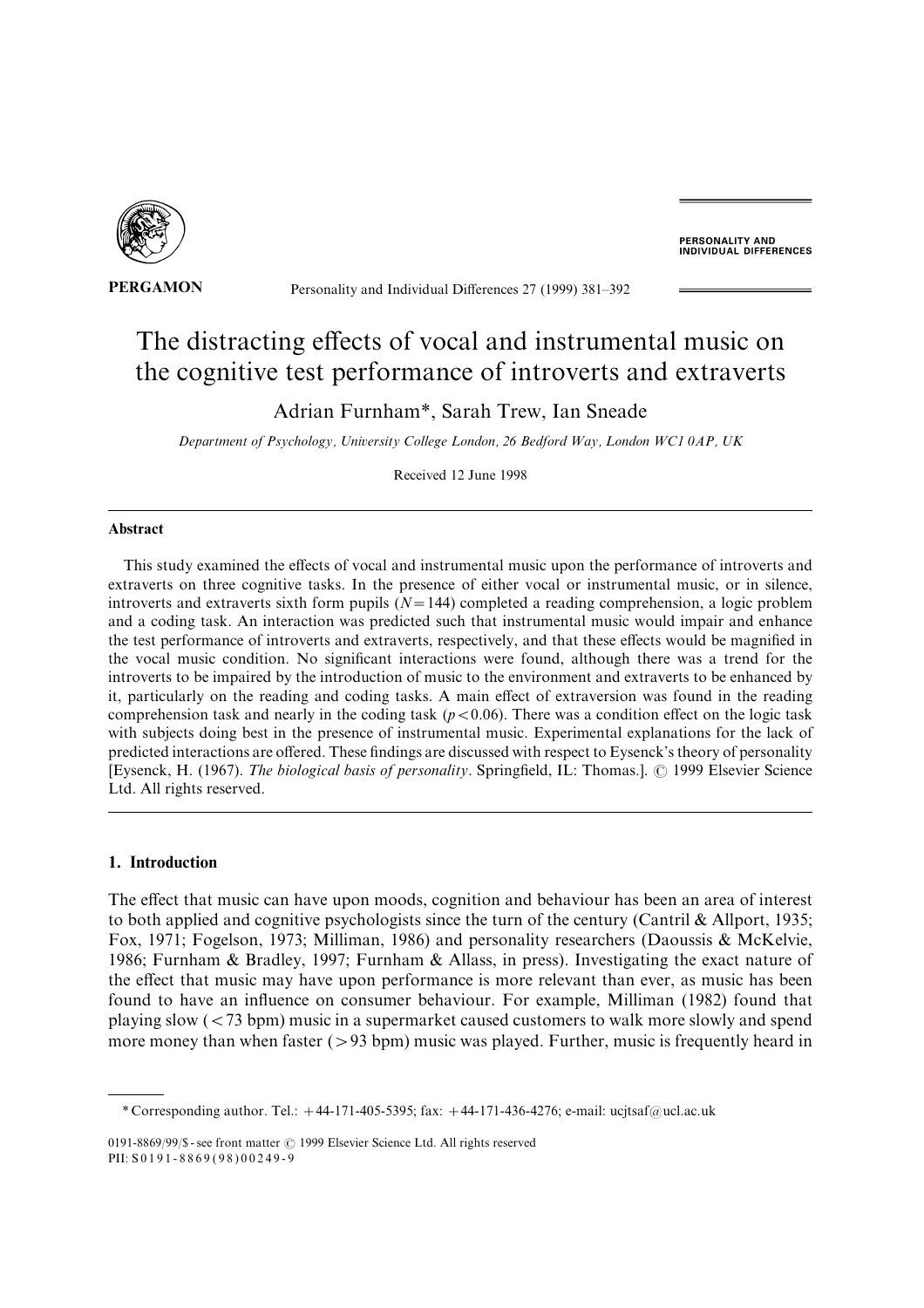# The distracting effects of vocal and instrumental music on the cognitive test performance of introverts and extraverts

Adrian Furnham*, Sarah Trew, Ian Sneade

*Department of Psychology, University College London, 26 Bedford Way, London WC1 0AP, UK*

Received 12 June 1998

## Abstract

This study examined the effects of vocal and instrumental music upon the performance of introverts and extraverts on three cognitive tasks. In the presence of either vocal or instrumental music, or in silence, introverts and extraverts sixth form pupils ($N = 144$) completed a reading comprehension, a logic problem and a coding task. An interaction was predicted such that instrumental music would impair and enhance the test performance of introverts and extraverts, respectively, and that these effects would be magnified in the vocal music condition. No significant interactions were found, although there was a trend for the introverts to be impaired by the introduction of music to the environment and extraverts to be enhanced by it, particularly on the reading and coding tasks. A main effect of extraversion was found in the reading comprehension task and nearly in the coding task ($p < 0.06$). There was a condition effect on the logic task with subjects doing best in the presence of instrumental music. Experimental explanations for the lack of predicted interactions are offered. These findings are discussed with respect to Eysenck's theory of personality [Eysenck, H. (1967). *The biological basis of personality*. Springfield, IL: Thomas.]. © 1999 Elsevier Science Ltd. All rights reserved.

## 1. Introduction

The effect that music can have upon moods, cognition and behaviour has been an area of interest to both applied and cognitive psychologists since the turn of the century (Cantril & Allport, 1935; Fox, 1971; Fogelson, 1973; Milliman, 1986) and personality researchers (Daoussis & McKelvie, 1986; Furnham & Bradley, 1997; Furnham & Allass, in press). Investigating the exact nature of the effect that music may have upon performance is more relevant than ever, as music has been found to have an influence on consumer behaviour. For example, Milliman (1982) found that playing slow (< 73 bpm) music in a supermarket caused customers to walk more slowly and spend more money than when faster (> 93 bpm) music was played. Further, music is frequently heard in

---

* Corresponding author. Tel.: +44-171-405-5395; fax: +44-171-436-4276; e-mail: ucjtsaf@ucl.ac.uk

0191-8869/99/$ - see front matter © 1999 Elsevier Science Ltd. All rights reserved
PII: S0191-8869(98)00249-9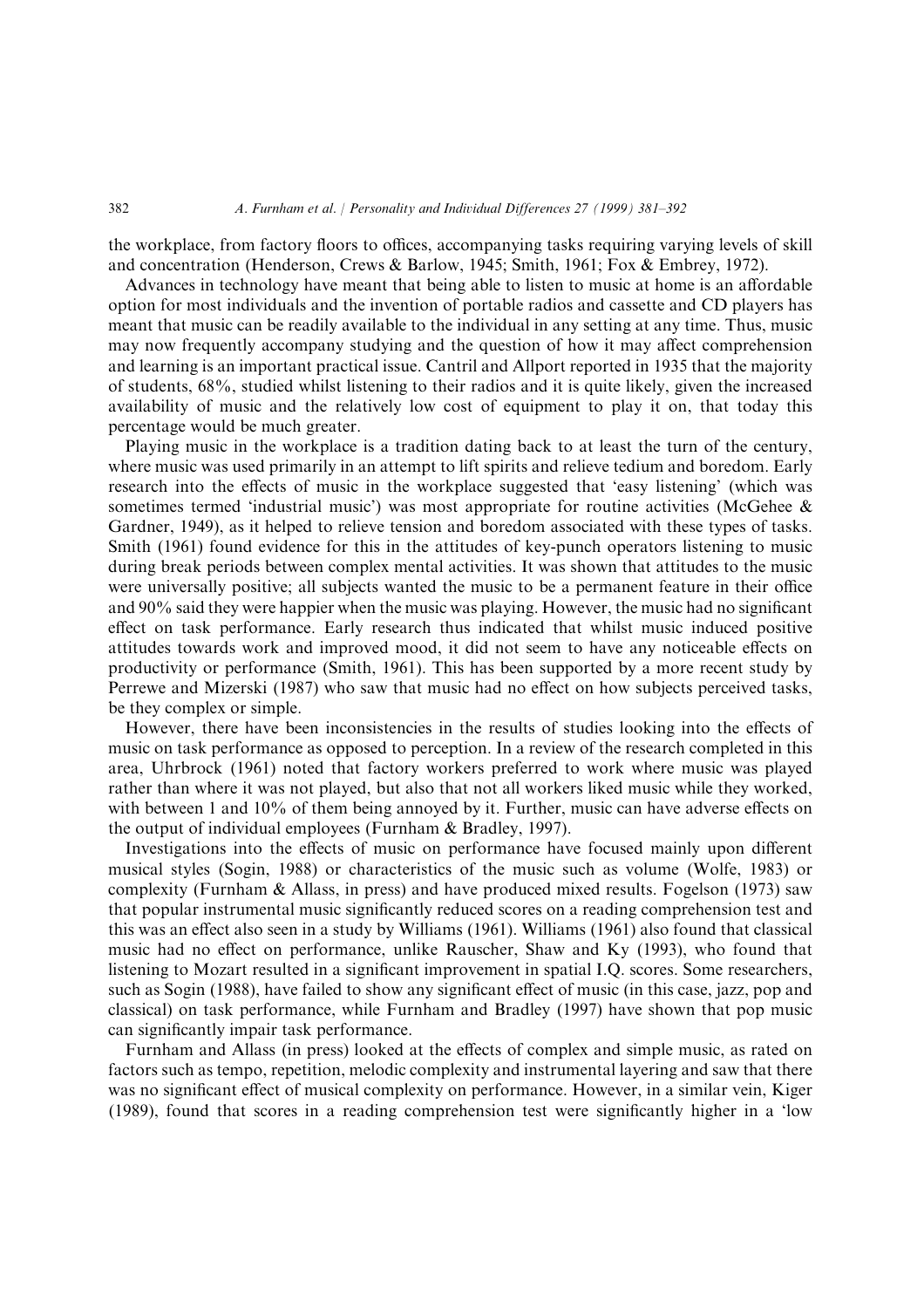the workplace, from factory floors to offices, accompanying tasks requiring varying levels of skill and concentration (Henderson, Crews & Barlow, 1945; Smith, 1961; Fox & Embrey, 1972).

Advances in technology have meant that being able to listen to music at home is an affordable option for most individuals and the invention of portable radios and cassette and CD players has meant that music can be readily available to the individual in any setting at any time. Thus, music may now frequently accompany studying and the question of how it may affect comprehension and learning is an important practical issue. Cantril and Allport reported in 1935 that the majority of students, 68%, studied whilst listening to their radios and it is quite likely, given the increased availability of music and the relatively low cost of equipment to play it on, that today this percentage would be much greater.

Playing music in the workplace is a tradition dating back to at least the turn of the century, where music was used primarily in an attempt to lift spirits and relieve tedium and boredom. Early research into the effects of music in the workplace suggested that 'easy listening' (which was sometimes termed 'industrial music') was most appropriate for routine activities (McGehee & Gardner, 1949), as it helped to relieve tension and boredom associated with these types of tasks. Smith (1961) found evidence for this in the attitudes of key-punch operators listening to music during break periods between complex mental activities. It was shown that attitudes to the music were universally positive; all subjects wanted the music to be a permanent feature in their office and 90% said they were happier when the music was playing. However, the music had no significant effect on task performance. Early research thus indicated that whilst music induced positive attitudes towards work and improved mood, it did not seem to have any noticeable effects on productivity or performance (Smith, 1961). This has been supported by a more recent study by Perrewe and Mizerski (1987) who saw that music had no effect on how subjects perceived tasks, be they complex or simple.

However, there have been inconsistencies in the results of studies looking into the effects of music on task performance as opposed to perception. In a review of the research completed in this area, Uhrbrock (1961) noted that factory workers preferred to work where music was played rather than where it was not played, but also that not all workers liked music while they worked, with between 1 and 10% of them being annoyed by it. Further, music can have adverse effects on the output of individual employees (Furnham & Bradley, 1997).

Investigations into the effects of music on performance have focused mainly upon different musical styles (Sogin, 1988) or characteristics of the music such as volume (Wolfe, 1983) or complexity (Furnham & Allass, in press) and have produced mixed results. Fogelson (1973) saw that popular instrumental music significantly reduced scores on a reading comprehension test and this was an effect also seen in a study by Williams (1961). Williams (1961) also found that classical music had no effect on performance, unlike Rauscher, Shaw and Ky (1993), who found that listening to Mozart resulted in a significant improvement in spatial I.Q. scores. Some researchers, such as Sogin (1988), have failed to show any significant effect of music (in this case, jazz, pop and classical) on task performance, while Furnham and Bradley (1997) have shown that pop music can significantly impair task performance.

Furnham and Allass (in press) looked at the effects of complex and simple music, as rated on factors such as tempo, repetition, melodic complexity and instrumental layering and saw that there was no significant effect of musical complexity on performance. However, in a similar vein, Kiger (1989), found that scores in a reading comprehension test were significantly higher in a 'low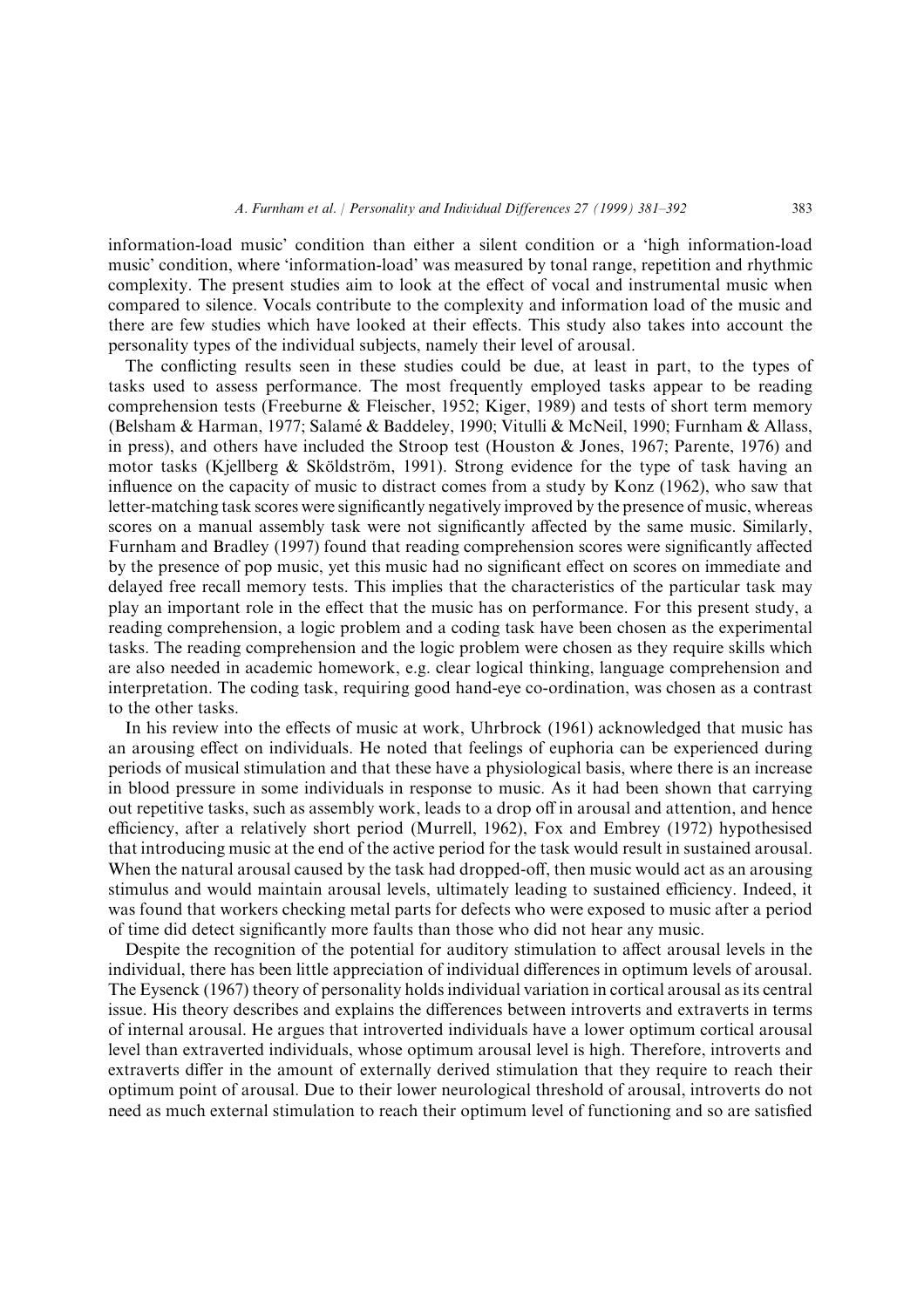information-load music' condition than either a silent condition or a 'high information-load music' condition, where 'information-load' was measured by tonal range, repetition and rhythmic complexity. The present studies aim to look at the effect of vocal and instrumental music when compared to silence. Vocals contribute to the complexity and information load of the music and there are few studies which have looked at their effects. This study also takes into account the personality types of the individual subjects, namely their level of arousal.

The conflicting results seen in these studies could be due, at least in part, to the types of tasks used to assess performance. The most frequently employed tasks appear to be reading comprehension tests (Freeburne & Fleischer, 1952; Kiger, 1989) and tests of short term memory (Belsham & Harman, 1977; Salamé & Baddeley, 1990; Vitulli & McNeil, 1990; Furnham & Allass, in press), and others have included the Stroop test (Houston & Jones, 1967; Parente, 1976) and motor tasks (Kjellberg & Sköldström, 1991). Strong evidence for the type of task having an influence on the capacity of music to distract comes from a study by Konz (1962), who saw that letter-matching task scores were significantly negatively improved by the presence of music, whereas scores on a manual assembly task were not significantly affected by the same music. Similarly, Furnham and Bradley (1997) found that reading comprehension scores were significantly affected by the presence of pop music, yet this music had no significant effect on scores on immediate and delayed free recall memory tests. This implies that the characteristics of the particular task may play an important role in the effect that the music has on performance. For this present study, a reading comprehension, a logic problem and a coding task have been chosen as the experimental tasks. The reading comprehension and the logic problem were chosen as they require skills which are also needed in academic homework, e.g. clear logical thinking, language comprehension and interpretation. The coding task, requiring good hand-eye co-ordination, was chosen as a contrast to the other tasks.

In his review into the effects of music at work, Uhrbrock (1961) acknowledged that music has an arousing effect on individuals. He noted that feelings of euphoria can be experienced during periods of musical stimulation and that these have a physiological basis, where there is an increase in blood pressure in some individuals in response to music. As it had been shown that carrying out repetitive tasks, such as assembly work, leads to a drop off in arousal and attention, and hence efficiency, after a relatively short period (Murrell, 1962), Fox and Embrey (1972) hypothesised that introducing music at the end of the active period for the task would result in sustained arousal. When the natural arousal caused by the task had dropped-off, then music would act as an arousing stimulus and would maintain arousal levels, ultimately leading to sustained efficiency. Indeed, it was found that workers checking metal parts for defects who were exposed to music after a period of time did detect significantly more faults than those who did not hear any music.

Despite the recognition of the potential for auditory stimulation to affect arousal levels in the individual, there has been little appreciation of individual differences in optimum levels of arousal. The Eysenck (1967) theory of personality holds individual variation in cortical arousal as its central issue. His theory describes and explains the differences between introverts and extraverts in terms of internal arousal. He argues that introverted individuals have a lower optimum cortical arousal level than extraverted individuals, whose optimum arousal level is high. Therefore, introverts and extraverts differ in the amount of externally derived stimulation that they require to reach their optimum point of arousal. Due to their lower neurological threshold of arousal, introverts do not need as much external stimulation to reach their optimum level of functioning and so are satisfied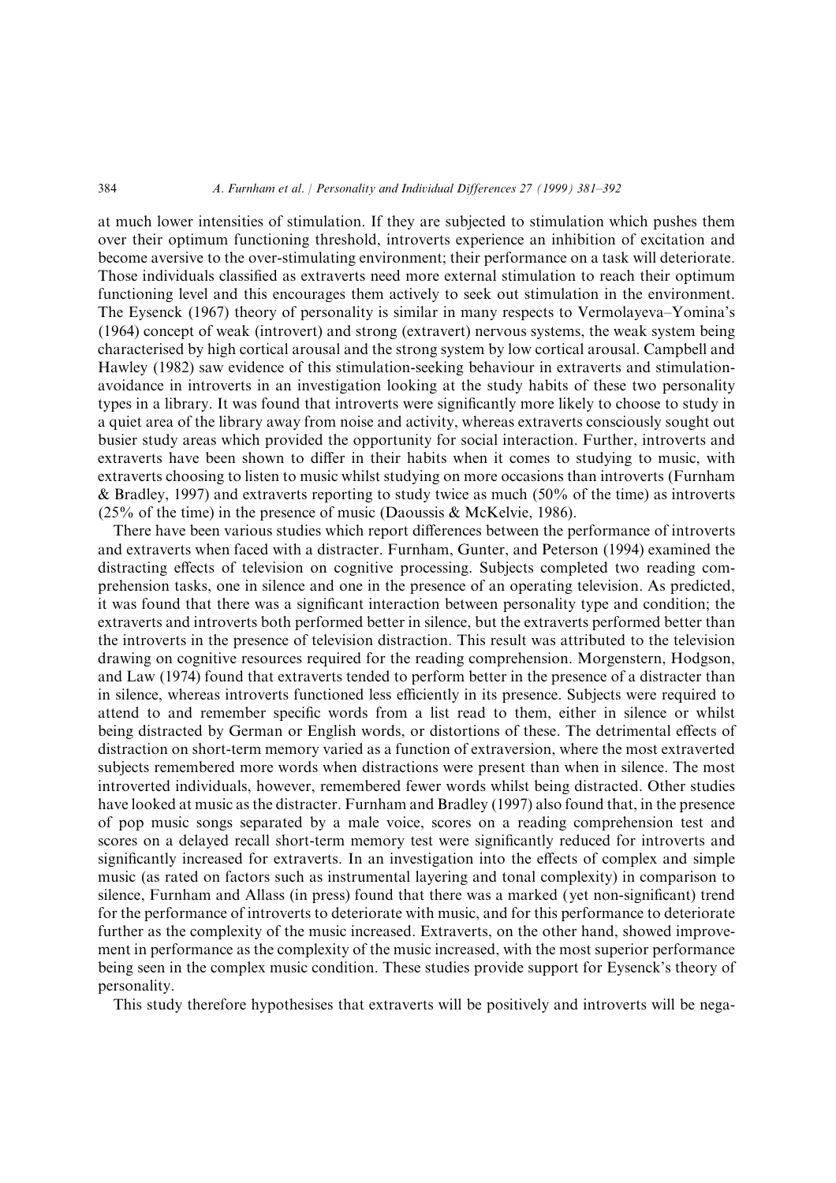at much lower intensities of stimulation. If they are subjected to stimulation which pushes them over their optimum functioning threshold, introverts experience an inhibition of excitation and become aversive to the over-stimulating environment; their performance on a task will deteriorate. Those individuals classified as extraverts need more external stimulation to reach their optimum functioning level and this encourages them actively to seek out stimulation in the environment. The Eysenck (1967) theory of personality is similar in many respects to Vermolayeva–Yomina's (1964) concept of weak (introvert) and strong (extravert) nervous systems, the weak system being characterised by high cortical arousal and the strong system by low cortical arousal. Campbell and Hawley (1982) saw evidence of this stimulation-seeking behaviour in extraverts and stimulation-avoidance in introverts in an investigation looking at the study habits of these two personality types in a library. It was found that introverts were significantly more likely to choose to study in a quiet area of the library away from noise and activity, whereas extraverts consciously sought out busier study areas which provided the opportunity for social interaction. Further, introverts and extraverts have been shown to differ in their habits when it comes to studying to music, with extraverts choosing to listen to music whilst studying on more occasions than introverts (Furnham & Bradley, 1997) and extraverts reporting to study twice as much (50% of the time) as introverts (25% of the time) in the presence of music (Daoussis & McKelvie, 1986).

There have been various studies which report differences between the performance of introverts and extraverts when faced with a distracter. Furnham, Gunter, and Peterson (1994) examined the distracting effects of television on cognitive processing. Subjects completed two reading comprehension tasks, one in silence and one in the presence of an operating television. As predicted, it was found that there was a significant interaction between personality type and condition; the extraverts and introverts both performed better in silence, but the extraverts performed better than the introverts in the presence of television distraction. This result was attributed to the television drawing on cognitive resources required for the reading comprehension. Morgenstern, Hodgson, and Law (1974) found that extraverts tended to perform better in the presence of a distracter than in silence, whereas introverts functioned less efficiently in its presence. Subjects were required to attend to and remember specific words from a list read to them, either in silence or whilst being distracted by German or English words, or distortions of these. The detrimental effects of distraction on short-term memory varied as a function of extraversion, where the most extraverted subjects remembered more words when distractions were present than when in silence. The most introverted individuals, however, remembered fewer words whilst being distracted. Other studies have looked at music as the distracter. Furnham and Bradley (1997) also found that, in the presence of pop music songs separated by a male voice, scores on a reading comprehension test and scores on a delayed recall short-term memory test were significantly reduced for introverts and significantly increased for extraverts. In an investigation into the effects of complex and simple music (as rated on factors such as instrumental layering and tonal complexity) in comparison to silence, Furnham and Allass (in press) found that there was a marked (yet non-significant) trend for the performance of introverts to deteriorate with music, and for this performance to deteriorate further as the complexity of the music increased. Extraverts, on the other hand, showed improvement in performance as the complexity of the music increased, with the most superior performance being seen in the complex music condition. These studies provide support for Eysenck's theory of personality.

This study therefore hypothesises that extraverts will be positively and introverts will be nega-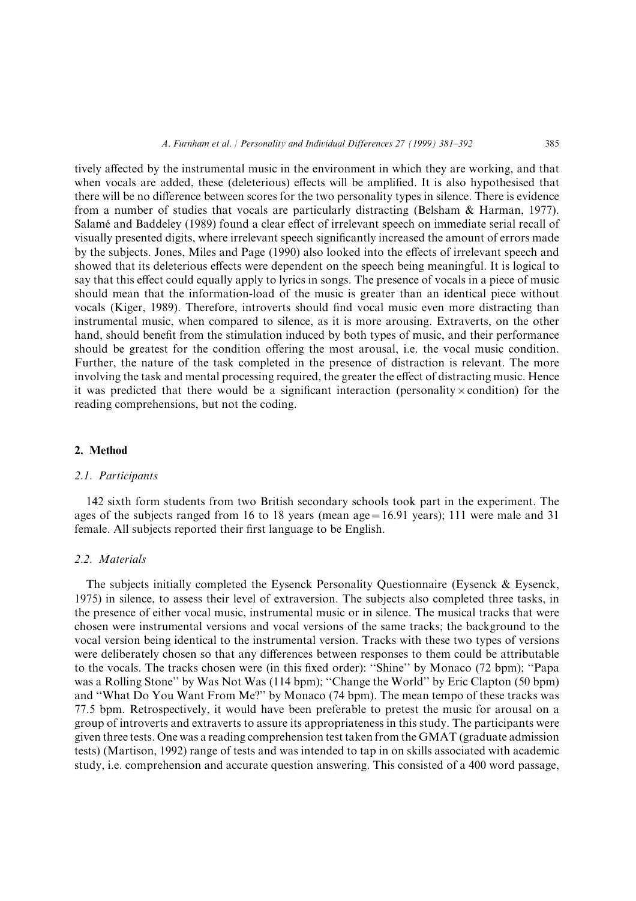tively affected by the instrumental music in the environment in which they are working, and that when vocals are added, these (deleterious) effects will be amplified. It is also hypothesised that there will be no difference between scores for the two personality types in silence. There is evidence from a number of studies that vocals are particularly distracting (Belsham & Harman, 1977). Salamé and Baddeley (1989) found a clear effect of irrelevant speech on immediate serial recall of visually presented digits, where irrelevant speech significantly increased the amount of errors made by the subjects. Jones, Miles and Page (1990) also looked into the effects of irrelevant speech and showed that its deleterious effects were dependent on the speech being meaningful. It is logical to say that this effect could equally apply to lyrics in songs. The presence of vocals in a piece of music should mean that the information-load of the music is greater than an identical piece without vocals (Kiger, 1989). Therefore, introverts should find vocal music even more distracting than instrumental music, when compared to silence, as it is more arousing. Extraverts, on the other hand, should benefit from the stimulation induced by both types of music, and their performance should be greatest for the condition offering the most arousal, i.e. the vocal music condition. Further, the nature of the task completed in the presence of distraction is relevant. The more involving the task and mental processing required, the greater the effect of distracting music. Hence it was predicted that there would be a significant interaction (personality × condition) for the reading comprehensions, but not the coding.

## 2. Method

### 2.1. Participants

142 sixth form students from two British secondary schools took part in the experiment. The ages of the subjects ranged from 16 to 18 years (mean age = 16.91 years); 111 were male and 31 female. All subjects reported their first language to be English.

### 2.2. Materials

The subjects initially completed the Eysenck Personality Questionnaire (Eysenck & Eysenck, 1975) in silence, to assess their level of extraversion. The subjects also completed three tasks, in the presence of either vocal music, instrumental music or in silence. The musical tracks that were chosen were instrumental versions and vocal versions of the same tracks; the background to the vocal version being identical to the instrumental version. Tracks with these two types of versions were deliberately chosen so that any differences between responses to them could be attributable to the vocals. The tracks chosen were (in this fixed order): "Shine" by Monaco (72 bpm); "Papa was a Rolling Stone" by Was Not Was (114 bpm); "Change the World" by Eric Clapton (50 bpm) and "What Do You Want From Me?" by Monaco (74 bpm). The mean tempo of these tracks was 77.5 bpm. Retrospectively, it would have been preferable to pretest the music for arousal on a group of introverts and extraverts to assure its appropriateness in this study. The participants were given three tests. One was a reading comprehension test taken from the GMAT (graduate admission tests) (Martison, 1992) range of tests and was intended to tap in on skills associated with academic study, i.e. comprehension and accurate question answering. This consisted of a 400 word passage,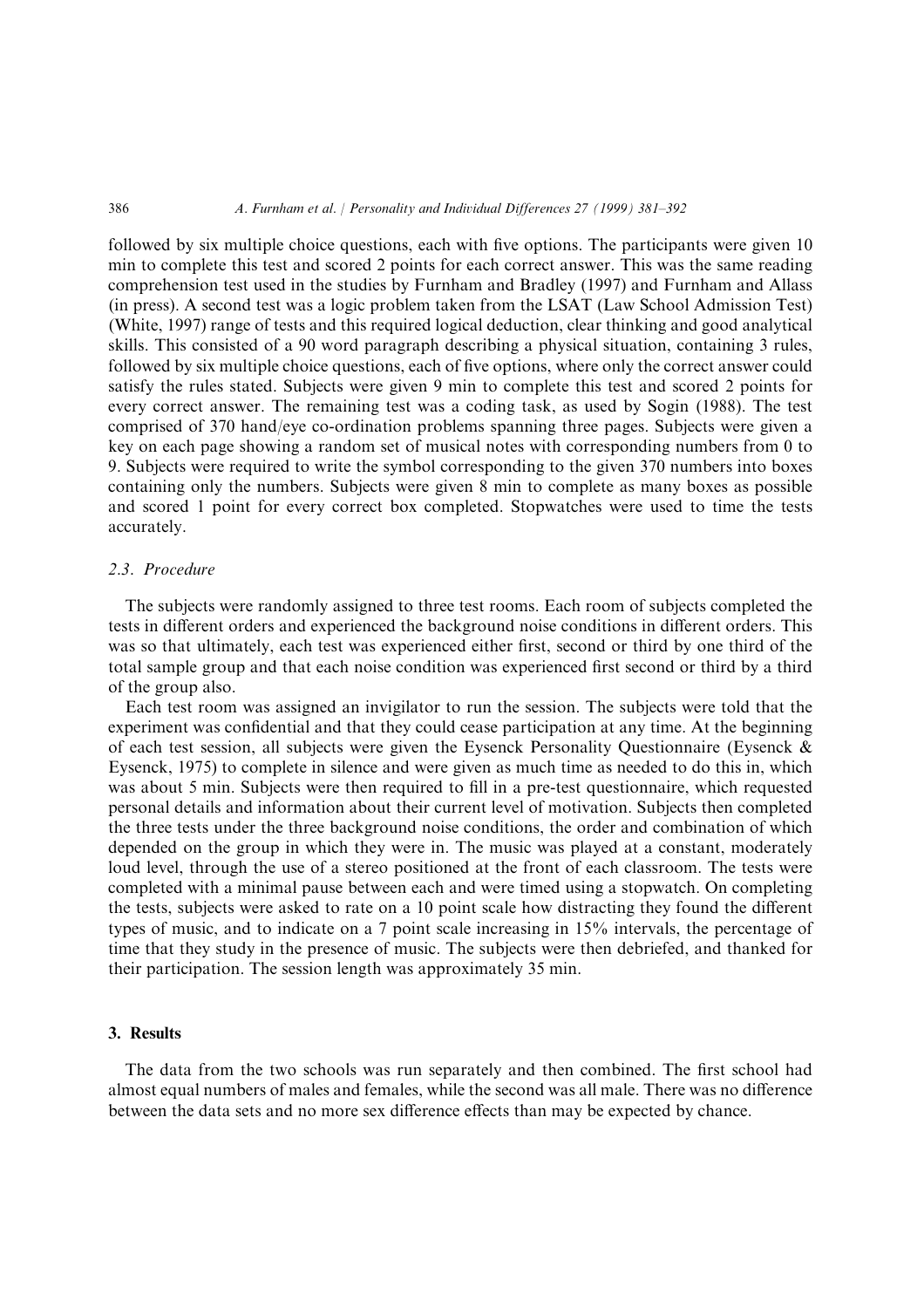followed by six multiple choice questions, each with five options. The participants were given 10 min to complete this test and scored 2 points for each correct answer. This was the same reading comprehension test used in the studies by Furnham and Bradley (1997) and Furnham and Allass (in press). A second test was a logic problem taken from the LSAT (Law School Admission Test) (White, 1997) range of tests and this required logical deduction, clear thinking and good analytical skills. This consisted of a 90 word paragraph describing a physical situation, containing 3 rules, followed by six multiple choice questions, each of five options, where only the correct answer could satisfy the rules stated. Subjects were given 9 min to complete this test and scored 2 points for every correct answer. The remaining test was a coding task, as used by Sogin (1988). The test comprised of 370 hand/eye co-ordination problems spanning three pages. Subjects were given a key on each page showing a random set of musical notes with corresponding numbers from 0 to 9. Subjects were required to write the symbol corresponding to the given 370 numbers into boxes containing only the numbers. Subjects were given 8 min to complete as many boxes as possible and scored 1 point for every correct box completed. Stopwatches were used to time the tests accurately.

### 2.3. *Procedure*

The subjects were randomly assigned to three test rooms. Each room of subjects completed the tests in different orders and experienced the background noise conditions in different orders. This was so that ultimately, each test was experienced either first, second or third by one third of the total sample group and that each noise condition was experienced first second or third by a third of the group also.

Each test room was assigned an invigilator to run the session. The subjects were told that the experiment was confidential and that they could cease participation at any time. At the beginning of each test session, all subjects were given the Eysenck Personality Questionnaire (Eysenck & Eysenck, 1975) to complete in silence and were given as much time as needed to do this in, which was about 5 min. Subjects were then required to fill in a pre-test questionnaire, which requested personal details and information about their current level of motivation. Subjects then completed the three tests under the three background noise conditions, the order and combination of which depended on the group in which they were in. The music was played at a constant, moderately loud level, through the use of a stereo positioned at the front of each classroom. The tests were completed with a minimal pause between each and were timed using a stopwatch. On completing the tests, subjects were asked to rate on a 10 point scale how distracting they found the different types of music, and to indicate on a 7 point scale increasing in 15% intervals, the percentage of time that they study in the presence of music. The subjects were then debriefed, and thanked for their participation. The session length was approximately 35 min.

## 3. Results

The data from the two schools was run separately and then combined. The first school had almost equal numbers of males and females, while the second was all male. There was no difference between the data sets and no more sex difference effects than may be expected by chance.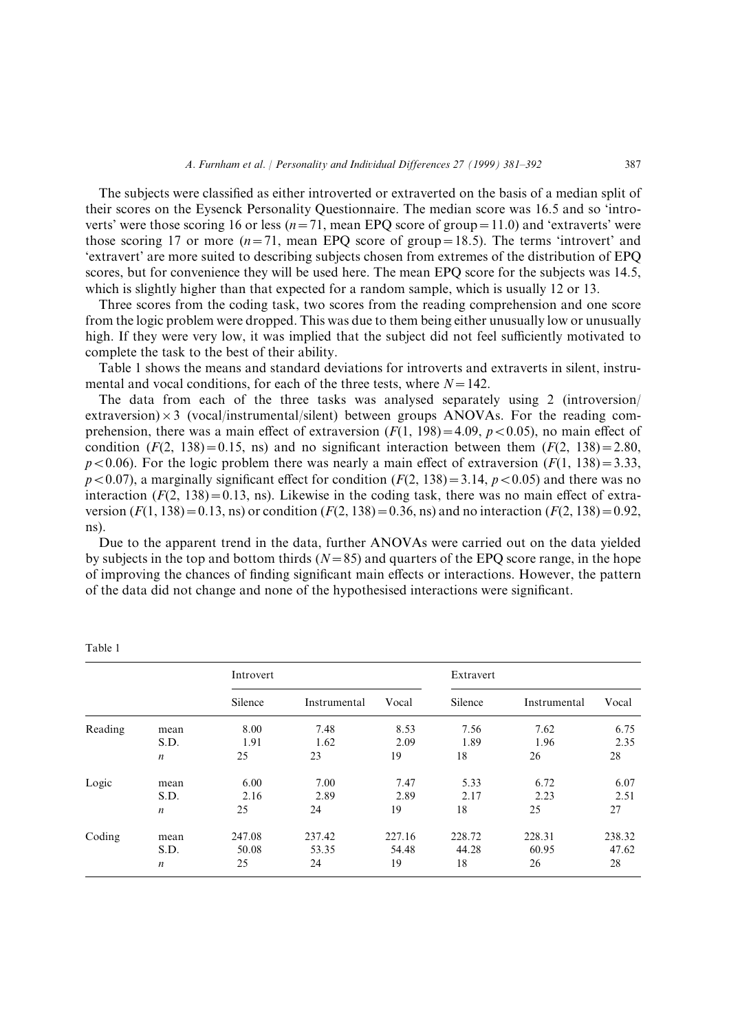The subjects were classified as either introverted or extraverted on the basis of a median split of their scores on the Eysenck Personality Questionnaire. The median score was 16.5 and so 'introverts' were those scoring 16 or less ($n = 71$, mean EPQ score of group = 11.0) and 'extraverts' were those scoring 17 or more ($n = 71$, mean EPQ score of group = 18.5). The terms 'introvert' and 'extravert' are more suited to describing subjects chosen from extremes of the distribution of EPQ scores, but for convenience they will be used here. The mean EPQ score for the subjects was 14.5, which is slightly higher than that expected for a random sample, which is usually 12 or 13.

Three scores from the coding task, two scores from the reading comprehension and one score from the logic problem were dropped. This was due to them being either unusually low or unusually high. If they were very low, it was implied that the subject did not feel sufficiently motivated to complete the task to the best of their ability.

Table 1 shows the means and standard deviations for introverts and extraverts in silent, instrumental and vocal conditions, for each of the three tests, where $N = 142$.

The data from each of the three tasks was analysed separately using 2 (introversion/extraversion) × 3 (vocal/instrumental/silent) between groups ANOVAs. For the reading comprehension, there was a main effect of extraversion ($F(1, 198) = 4.09$, $p < 0.05$), no main effect of condition ($F(2, 138) = 0.15$, ns) and no significant interaction between them ($F(2, 138) = 2.80$, $p < 0.06$). For the logic problem there was nearly a main effect of extraversion ($F(1, 138) = 3.33$, $p < 0.07$), a marginally significant effect for condition ($F(2, 138) = 3.14$, $p < 0.05$) and there was no interaction ($F(2, 138) = 0.13$, ns). Likewise in the coding task, there was no main effect of extraversion ($F(1, 138) = 0.13$, ns) or condition ($F(2, 138) = 0.36$, ns) and no interaction ($F(2, 138) = 0.92$, ns).

Due to the apparent trend in the data, further ANOVAs were carried out on the data yielded by subjects in the top and bottom thirds ($N = 85$) and quarters of the EPQ score range, in the hope of improving the chances of finding significant main effects or interactions. However, the pattern of the data did not change and none of the hypothesised interactions were significant.

Table 1

| | | Introvert | | | Extravert | | |
|---|---|---|---|---|---|---|---|
| | | Silence | Instrumental | Vocal | Silence | Instrumental | Vocal |
| Reading | mean | 8.00 | 7.48 | 8.53 | 7.56 | 7.62 | 6.75 |
| | S.D. | 1.91 | 1.62 | 2.09 | 1.89 | 1.96 | 2.35 |
| | $n$ | 25 | 23 | 19 | 18 | 26 | 28 |
| Logic | mean | 6.00 | 7.00 | 7.47 | 5.33 | 6.72 | 6.07 |
| | S.D. | 2.16 | 2.89 | 2.89 | 2.17 | 2.23 | 2.51 |
| | $n$ | 25 | 24 | 19 | 18 | 25 | 27 |
| Coding | mean | 247.08 | 237.42 | 227.16 | 228.72 | 228.31 | 238.32 |
| | S.D. | 50.08 | 53.35 | 54.48 | 44.28 | 60.95 | 47.62 |
| | $n$ | 25 | 24 | 19 | 18 | 26 | 28 |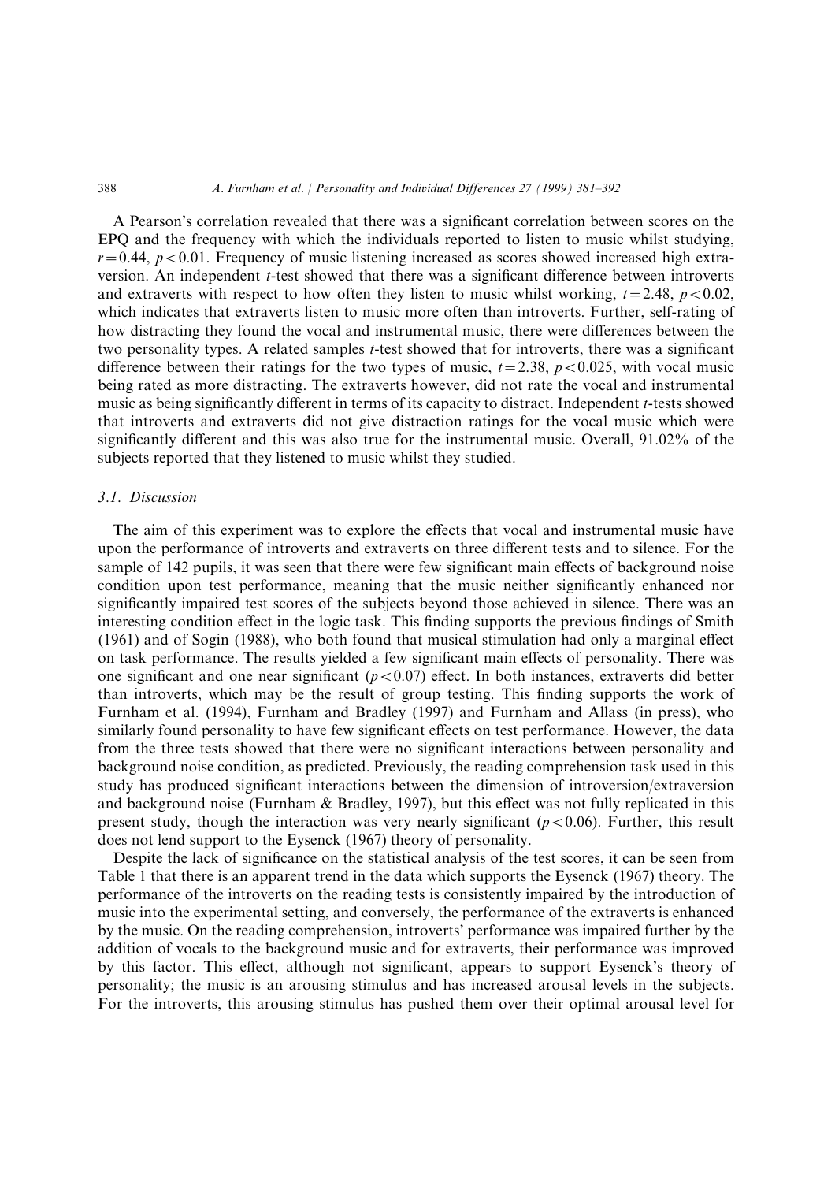A Pearson's correlation revealed that there was a significant correlation between scores on the EPQ and the frequency with which the individuals reported to listen to music whilst studying, $r = 0.44$, $p < 0.01$. Frequency of music listening increased as scores showed increased high extraversion. An independent $t$-test showed that there was a significant difference between introverts and extraverts with respect to how often they listen to music whilst working, $t = 2.48$, $p < 0.02$, which indicates that extraverts listen to music more often than introverts. Further, self-rating of how distracting they found the vocal and instrumental music, there were differences between the two personality types. A related samples $t$-test showed that for introverts, there was a significant difference between their ratings for the two types of music, $t = 2.38$, $p < 0.025$, with vocal music being rated as more distracting. The extraverts however, did not rate the vocal and instrumental music as being significantly different in terms of its capacity to distract. Independent $t$-tests showed that introverts and extraverts did not give distraction ratings for the vocal music which were significantly different and this was also true for the instrumental music. Overall, 91.02% of the subjects reported that they listened to music whilst they studied.

### 3.1. Discussion

The aim of this experiment was to explore the effects that vocal and instrumental music have upon the performance of introverts and extraverts on three different tests and to silence. For the sample of 142 pupils, it was seen that there were few significant main effects of background noise condition upon test performance, meaning that the music neither significantly enhanced nor significantly impaired test scores of the subjects beyond those achieved in silence. There was an interesting condition effect in the logic task. This finding supports the previous findings of Smith (1961) and of Sogin (1988), who both found that musical stimulation had only a marginal effect on task performance. The results yielded a few significant main effects of personality. There was one significant and one near significant ($p < 0.07$) effect. In both instances, extraverts did better than introverts, which may be the result of group testing. This finding supports the work of Furnham et al. (1994), Furnham and Bradley (1997) and Furnham and Allass (in press), who similarly found personality to have few significant effects on test performance. However, the data from the three tests showed that there were no significant interactions between personality and background noise condition, as predicted. Previously, the reading comprehension task used in this study has produced significant interactions between the dimension of introversion/extraversion and background noise (Furnham & Bradley, 1997), but this effect was not fully replicated in this present study, though the interaction was very nearly significant ($p < 0.06$). Further, this result does not lend support to the Eysenck (1967) theory of personality.

Despite the lack of significance on the statistical analysis of the test scores, it can be seen from Table 1 that there is an apparent trend in the data which supports the Eysenck (1967) theory. The performance of the introverts on the reading tests is consistently impaired by the introduction of music into the experimental setting, and conversely, the performance of the extraverts is enhanced by the music. On the reading comprehension, introverts' performance was impaired further by the addition of vocals to the background music and for extraverts, their performance was improved by this factor. This effect, although not significant, appears to support Eysenck's theory of personality; the music is an arousing stimulus and has increased arousal levels in the subjects. For the introverts, this arousing stimulus has pushed them over their optimal arousal level for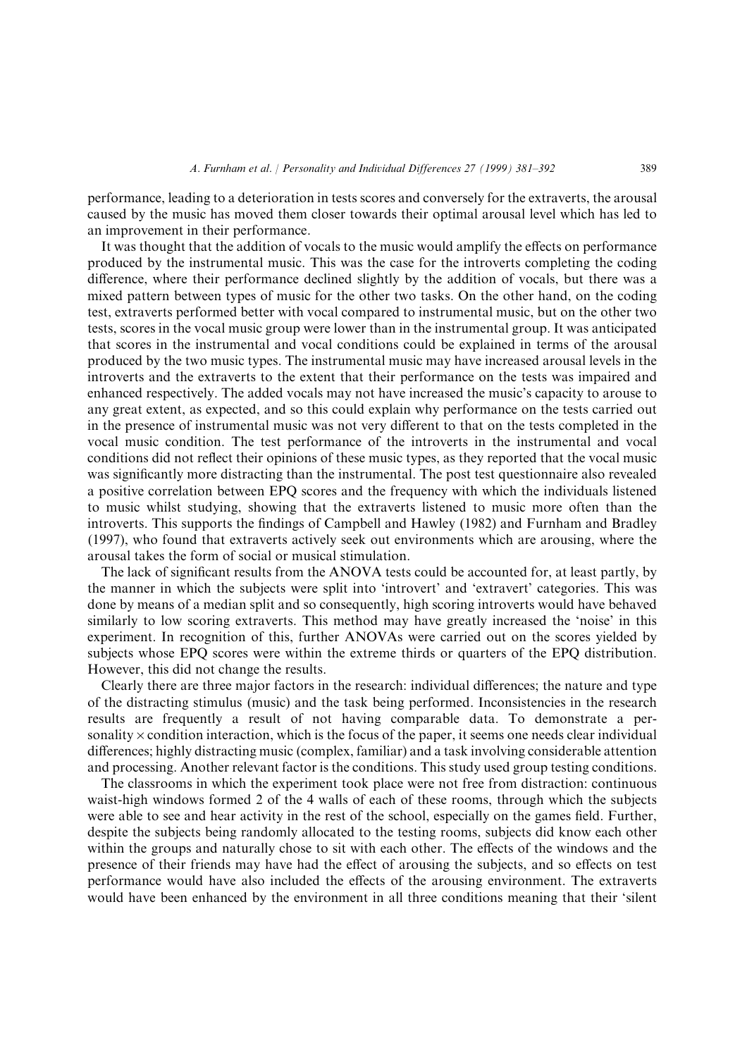performance, leading to a deterioration in tests scores and conversely for the extraverts, the arousal caused by the music has moved them closer towards their optimal arousal level which has led to an improvement in their performance.

It was thought that the addition of vocals to the music would amplify the effects on performance produced by the instrumental music. This was the case for the introverts completing the coding difference, where their performance declined slightly by the addition of vocals, but there was a mixed pattern between types of music for the other two tasks. On the other hand, on the coding test, extraverts performed better with vocal compared to instrumental music, but on the other two tests, scores in the vocal music group were lower than in the instrumental group. It was anticipated that scores in the instrumental and vocal conditions could be explained in terms of the arousal produced by the two music types. The instrumental music may have increased arousal levels in the introverts and the extraverts to the extent that their performance on the tests was impaired and enhanced respectively. The added vocals may not have increased the music's capacity to arouse to any great extent, as expected, and so this could explain why performance on the tests carried out in the presence of instrumental music was not very different to that on the tests completed in the vocal music condition. The test performance of the introverts in the instrumental and vocal conditions did not reflect their opinions of these music types, as they reported that the vocal music was significantly more distracting than the instrumental. The post test questionnaire also revealed a positive correlation between EPQ scores and the frequency with which the individuals listened to music whilst studying, showing that the extraverts listened to music more often than the introverts. This supports the findings of Campbell and Hawley (1982) and Furnham and Bradley (1997), who found that extraverts actively seek out environments which are arousing, where the arousal takes the form of social or musical stimulation.

The lack of significant results from the ANOVA tests could be accounted for, at least partly, by the manner in which the subjects were split into 'introvert' and 'extravert' categories. This was done by means of a median split and so consequently, high scoring introverts would have behaved similarly to low scoring extraverts. This method may have greatly increased the 'noise' in this experiment. In recognition of this, further ANOVAs were carried out on the scores yielded by subjects whose EPQ scores were within the extreme thirds or quarters of the EPQ distribution. However, this did not change the results.

Clearly there are three major factors in the research: individual differences; the nature and type of the distracting stimulus (music) and the task being performed. Inconsistencies in the research results are frequently a result of not having comparable data. To demonstrate a personality $\times$ condition interaction, which is the focus of the paper, it seems one needs clear individual differences; highly distracting music (complex, familiar) and a task involving considerable attention and processing. Another relevant factor is the conditions. This study used group testing conditions.

The classrooms in which the experiment took place were not free from distraction: continuous waist-high windows formed 2 of the 4 walls of each of these rooms, through which the subjects were able to see and hear activity in the rest of the school, especially on the games field. Further, despite the subjects being randomly allocated to the testing rooms, subjects did know each other within the groups and naturally chose to sit with each other. The effects of the windows and the presence of their friends may have had the effect of arousing the subjects, and so effects on test performance would have also included the effects of the arousing environment. The extraverts would have been enhanced by the environment in all three conditions meaning that their 'silent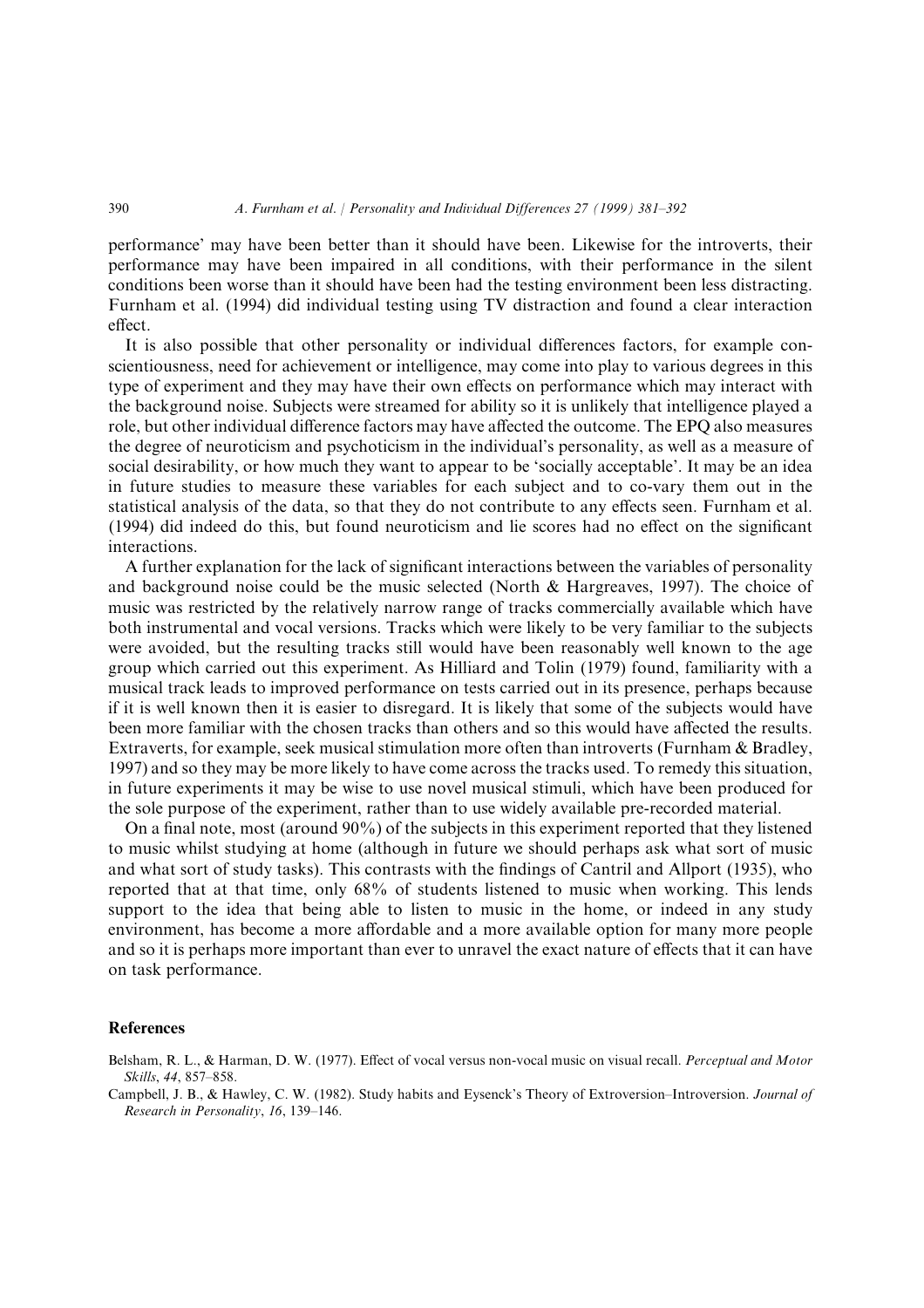performance' may have been better than it should have been. Likewise for the introverts, their performance may have been impaired in all conditions, with their performance in the silent conditions been worse than it should have been had the testing environment been less distracting. Furnham et al. (1994) did individual testing using TV distraction and found a clear interaction effect.

It is also possible that other personality or individual differences factors, for example conscientiousness, need for achievement or intelligence, may come into play to various degrees in this type of experiment and they may have their own effects on performance which may interact with the background noise. Subjects were streamed for ability so it is unlikely that intelligence played a role, but other individual difference factors may have affected the outcome. The EPQ also measures the degree of neuroticism and psychoticism in the individual's personality, as well as a measure of social desirability, or how much they want to appear to be 'socially acceptable'. It may be an idea in future studies to measure these variables for each subject and to co-vary them out in the statistical analysis of the data, so that they do not contribute to any effects seen. Furnham et al. (1994) did indeed do this, but found neuroticism and lie scores had no effect on the significant interactions.

A further explanation for the lack of significant interactions between the variables of personality and background noise could be the music selected (North & Hargreaves, 1997). The choice of music was restricted by the relatively narrow range of tracks commercially available which have both instrumental and vocal versions. Tracks which were likely to be very familiar to the subjects were avoided, but the resulting tracks still would have been reasonably well known to the age group which carried out this experiment. As Hilliard and Tolin (1979) found, familiarity with a musical track leads to improved performance on tests carried out in its presence, perhaps because if it is well known then it is easier to disregard. It is likely that some of the subjects would have been more familiar with the chosen tracks than others and so this would have affected the results. Extraverts, for example, seek musical stimulation more often than introverts (Furnham & Bradley, 1997) and so they may be more likely to have come across the tracks used. To remedy this situation, in future experiments it may be wise to use novel musical stimuli, which have been produced for the sole purpose of the experiment, rather than to use widely available pre-recorded material.

On a final note, most (around 90%) of the subjects in this experiment reported that they listened to music whilst studying at home (although in future we should perhaps ask what sort of music and what sort of study tasks). This contrasts with the findings of Cantril and Allport (1935), who reported that at that time, only 68% of students listened to music when working. This lends support to the idea that being able to listen to music in the home, or indeed in any study environment, has become a more affordable and a more available option for many more people and so it is perhaps more important than ever to unravel the exact nature of effects that it can have on task performance.

## References

Belsham, R. L., & Harman, D. W. (1977). Effect of vocal versus non-vocal music on visual recall. *Perceptual and Motor Skills*, *44*, 857–858.

Campbell, J. B., & Hawley, C. W. (1982). Study habits and Eysenck's Theory of Extroversion–Introversion. *Journal of Research in Personality*, *16*, 139–146.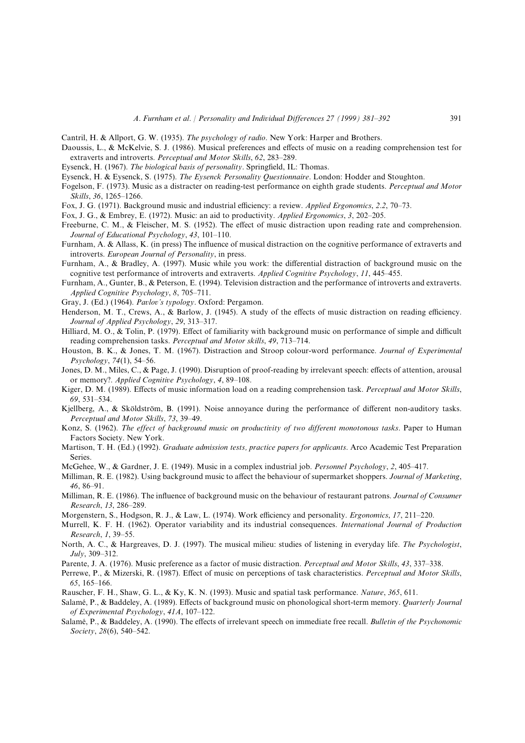Cantril, H. & Allport, G. W. (1935). *The psychology of radio*. New York: Harper and Brothers.

Daoussis, L., & McKelvie, S. J. (1986). Musical preferences and effects of music on a reading comprehension test for extraverts and introverts. *Perceptual and Motor Skills*, *62*, 283–289.

Eysenck, H. (1967). *The biological basis of personality*. Springfield, IL: Thomas.

Eysenck, H. & Eysenck, S. (1975). *The Eysenck Personality Questionnaire*. London: Hodder and Stoughton.

Fogelson, F. (1973). Music as a distracter on reading-test performance on eighth grade students. *Perceptual and Motor Skills*, *36*, 1265–1266.

Fox, J. G. (1971). Background music and industrial efficiency: a review. *Applied Ergonomics*, *2.2*, 70–73.

Fox, J. G., & Embrey, E. (1972). Music: an aid to productivity. *Applied Ergonomics*, *3*, 202–205.

Freeburne, C. M., & Fleischer, M. S. (1952). The effect of music distraction upon reading rate and comprehension. *Journal of Educational Psychology*, *43*, 101–110.

Furnham, A. & Allass, K. (in press) The influence of musical distraction on the cognitive performance of extraverts and introverts. *European Journal of Personality*, in press.

Furnham, A., & Bradley, A. (1997). Music while you work: the differential distraction of background music on the cognitive test performance of introverts and extraverts. *Applied Cognitive Psychology*, *11*, 445–455.

Furnham, A., Gunter, B., & Peterson, E. (1994). Television distraction and the performance of introverts and extraverts. *Applied Cognitive Psychology*, *8*, 705–711.

Gray, J. (Ed.) (1964). *Pavlov's typology*. Oxford: Pergamon.

Henderson, M. T., Crews, A., & Barlow, J. (1945). A study of the effects of music distraction on reading efficiency. *Journal of Applied Psychology*, *29*, 313–317.

Hilliard, M. O., & Tolin, P. (1979). Effect of familiarity with background music on performance of simple and difficult reading comprehension tasks. *Perceptual and Motor skills*, *49*, 713–714.

Houston, B. K., & Jones, T. M. (1967). Distraction and Stroop colour-word performance. *Journal of Experimental Psychology*, *74*(1), 54–56.

Jones, D. M., Miles, C., & Page, J. (1990). Disruption of proof-reading by irrelevant speech: effects of attention, arousal or memory?. *Applied Cognitive Psychology*, *4*, 89–108.

Kiger, D. M. (1989). Effects of music information load on a reading comprehension task. *Perceptual and Motor Skills*, *69*, 531–534.

Kjellberg, A., & Sköldström, B. (1991). Noise annoyance during the performance of different non-auditory tasks. *Perceptual and Motor Skills*, *73*, 39–49.

Konz, S. (1962). *The effect of background music on productivity of two different monotonous tasks*. Paper to Human Factors Society. New York.

Martison, T. H. (Ed.) (1992). *Graduate admission tests, practice papers for applicants*. Arco Academic Test Preparation Series.

McGehee, W., & Gardner, J. E. (1949). Music in a complex industrial job. *Personnel Psychology*, *2*, 405–417.

Milliman, R. E. (1982). Using background music to affect the behaviour of supermarket shoppers. *Journal of Marketing*, *46*, 86–91.

Milliman, R. E. (1986). The influence of background music on the behaviour of restaurant patrons. *Journal of Consumer Research*, *13*, 286–289.

Morgenstern, S., Hodgson, R. J., & Law, L. (1974). Work efficiency and personality. *Ergonomics*, *17*, 211–220.

Murrell, K. F. H. (1962). Operator variability and its industrial consequences. *International Journal of Production Research*, *1*, 39–55.

North, A. C., & Hargreaves, D. J. (1997). The musical milieu: studies of listening in everyday life. *The Psychologist*, *July*, 309–312.

Parente, J. A. (1976). Music preference as a factor of music distraction. *Perceptual and Motor Skills*, *43*, 337–338.

Perrewe, P., & Mizerski, R. (1987). Effect of music on perceptions of task characteristics. *Perceptual and Motor Skills*, *65*, 165–166.

Rauscher, F. H., Shaw, G. L., & Ky, K. N. (1993). Music and spatial task performance. *Nature*, *365*, 611.

Salamé, P., & Baddeley, A. (1989). Effects of background music on phonological short-term memory. *Quarterly Journal of Experimental Psychology*, *41A*, 107–122.

Salamé, P., & Baddeley, A. (1990). The effects of irrelevant speech on immediate free recall. *Bulletin of the Psychonomic Society*, *28*(6), 540–542.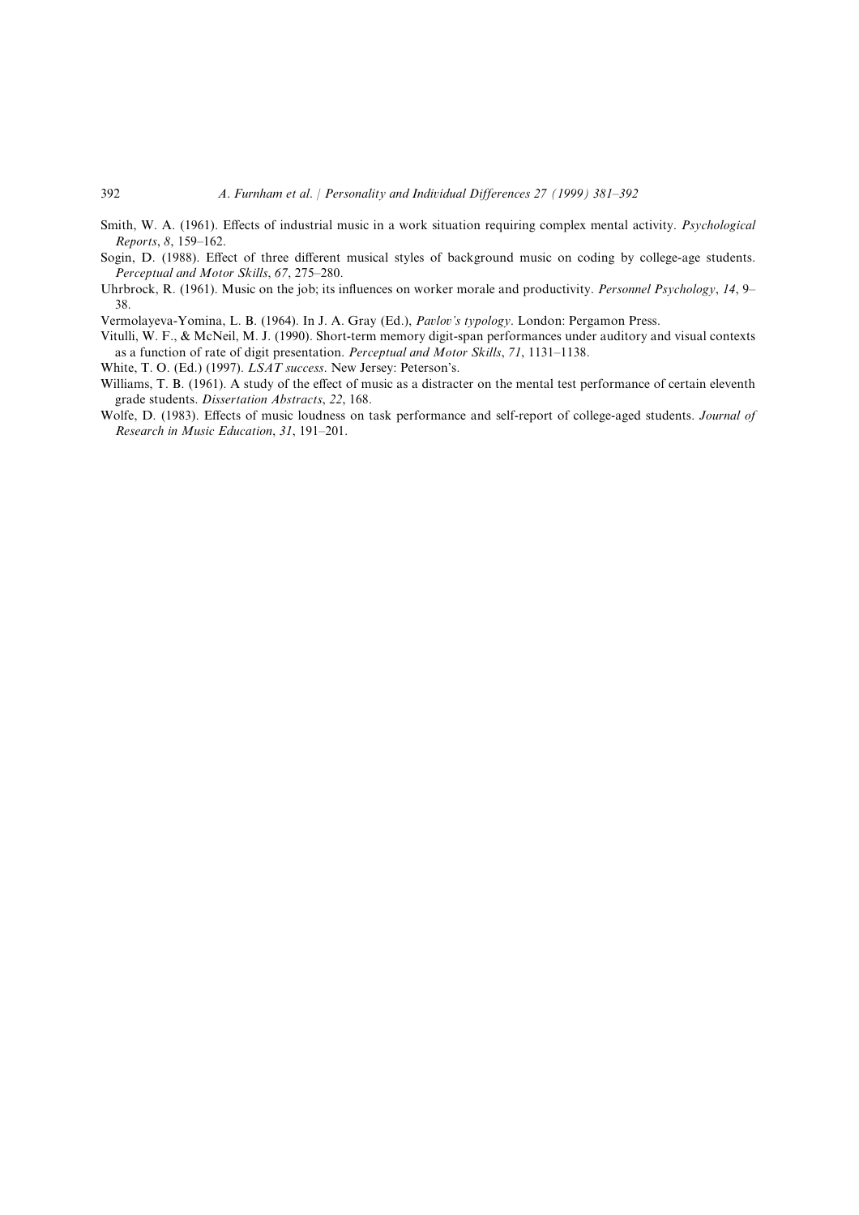Smith, W. A. (1961). Effects of industrial music in a work situation requiring complex mental activity. *Psychological Reports*, *8*, 159–162.

Sogin, D. (1988). Effect of three different musical styles of background music on coding by college-age students. *Perceptual and Motor Skills*, *67*, 275–280.

Uhrbrock, R. (1961). Music on the job; its influences on worker morale and productivity. *Personnel Psychology*, *14*, 9–38.

Vermolayeva-Yomina, L. B. (1964). In J. A. Gray (Ed.), *Pavlov's typology*. London: Pergamon Press.

Vitulli, W. F., & McNeil, M. J. (1990). Short-term memory digit-span performances under auditory and visual contexts as a function of rate of digit presentation. *Perceptual and Motor Skills*, *71*, 1131–1138.

White, T. O. (Ed.) (1997). *LSAT success*. New Jersey: Peterson's.

Williams, T. B. (1961). A study of the effect of music as a distracter on the mental test performance of certain eleventh grade students. *Dissertation Abstracts*, *22*, 168.

Wolfe, D. (1983). Effects of music loudness on task performance and self-report of college-aged students. *Journal of Research in Music Education*, *31*, 191–201.